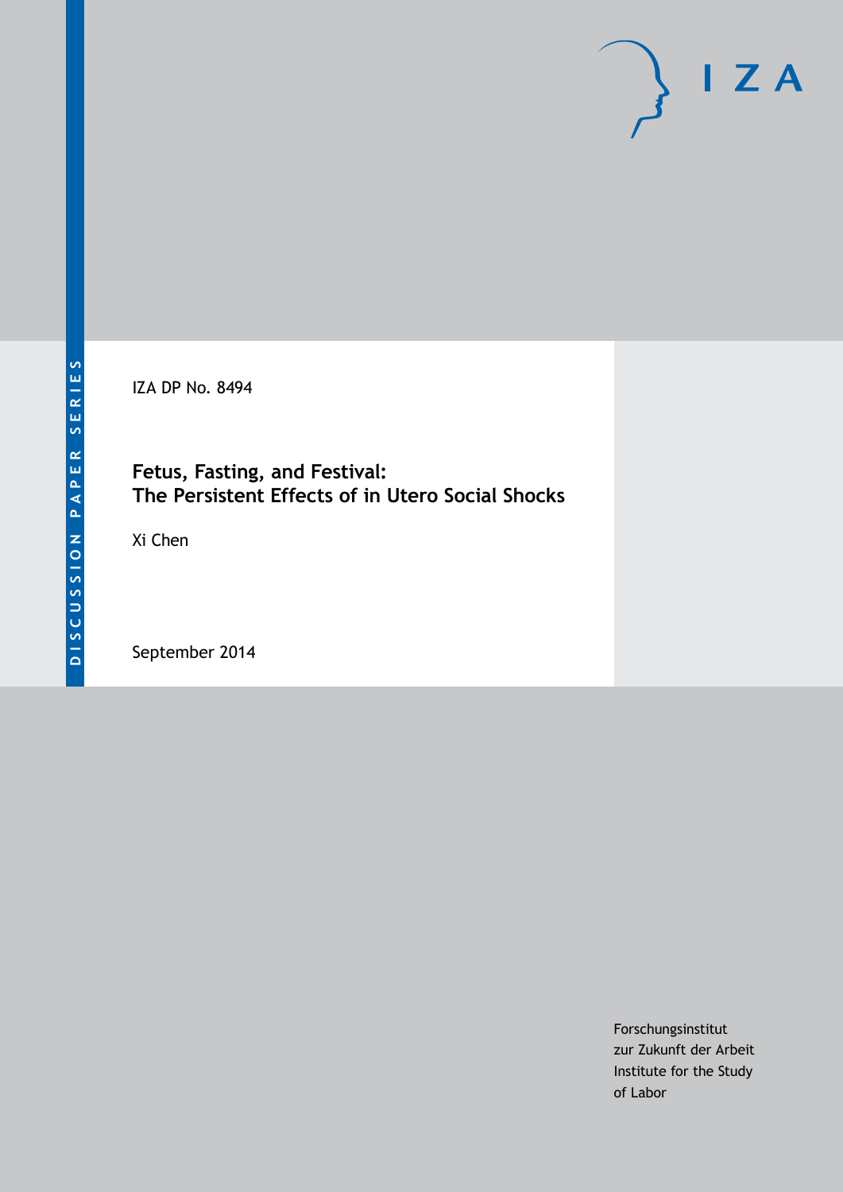DISCUSSION PAPER SERIES

IZA

IZA DP No. 8494

# Fetus, Fasting, and Festival: The Persistent Effects of in Utero Social Shocks

Xi Chen

September 2014

Forschungsinstitut
zur Zukunft der Arbeit
Institute for the Study
of Labor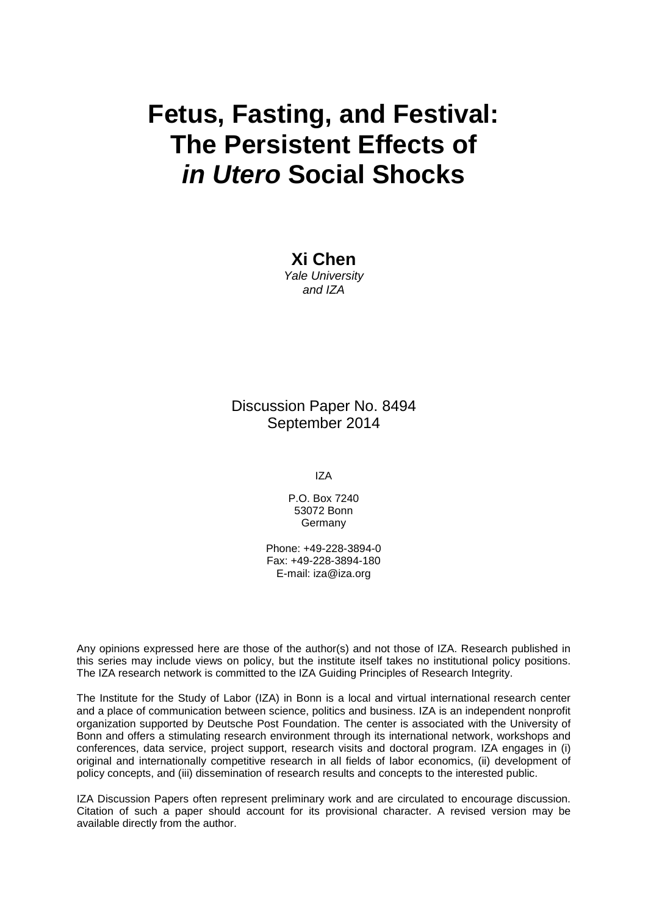# Fetus, Fasting, and Festival: The Persistent Effects of *in Utero* Social Shocks

**Xi Chen**
*Yale University*
*and IZA*

Discussion Paper No. 8494
September 2014

IZA

P.O. Box 7240
53072 Bonn
Germany

Phone: +49-228-3894-0
Fax: +49-228-3894-180
E-mail: iza@iza.org

Any opinions expressed here are those of the author(s) and not those of IZA. Research published in this series may include views on policy, but the institute itself takes no institutional policy positions. The IZA research network is committed to the IZA Guiding Principles of Research Integrity.

The Institute for the Study of Labor (IZA) in Bonn is a local and virtual international research center and a place of communication between science, politics and business. IZA is an independent nonprofit organization supported by Deutsche Post Foundation. The center is associated with the University of Bonn and offers a stimulating research environment through its international network, workshops and conferences, data service, project support, research visits and doctoral program. IZA engages in (i) original and internationally competitive research in all fields of labor economics, (ii) development of policy concepts, and (iii) dissemination of research results and concepts to the interested public.

IZA Discussion Papers often represent preliminary work and are circulated to encourage discussion. Citation of such a paper should account for its provisional character. A revised version may be available directly from the author.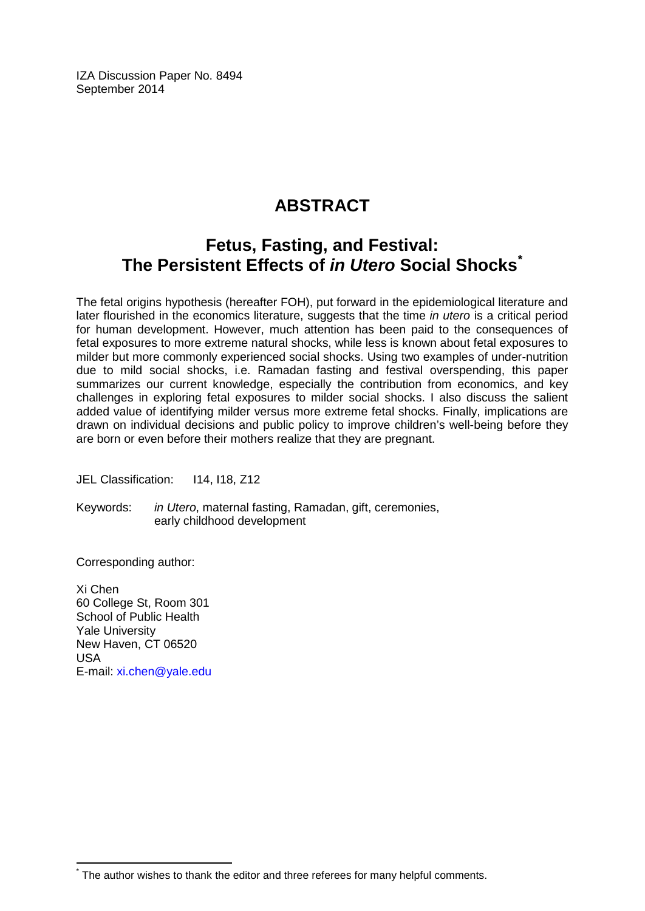IZA Discussion Paper No. 8494
September 2014

# ABSTRACT

## Fetus, Fasting, and Festival: The Persistent Effects of *in Utero* Social Shocks*

The fetal origins hypothesis (hereafter FOH), put forward in the epidemiological literature and later flourished in the economics literature, suggests that the time *in utero* is a critical period for human development. However, much attention has been paid to the consequences of fetal exposures to more extreme natural shocks, while less is known about fetal exposures to milder but more commonly experienced social shocks. Using two examples of under-nutrition due to mild social shocks, i.e. Ramadan fasting and festival overspending, this paper summarizes our current knowledge, especially the contribution from economics, and key challenges in exploring fetal exposures to milder social shocks. I also discuss the salient added value of identifying milder versus more extreme fetal shocks. Finally, implications are drawn on individual decisions and public policy to improve children's well-being before they are born or even before their mothers realize that they are pregnant.

JEL Classification: I14, I18, Z12

Keywords: *in Utero*, maternal fasting, Ramadan, gift, ceremonies, early childhood development

Corresponding author:

Xi Chen
60 College St, Room 301
School of Public Health
Yale University
New Haven, CT 06520
USA
E-mail: xi.chen@yale.edu

* The author wishes to thank the editor and three referees for many helpful comments.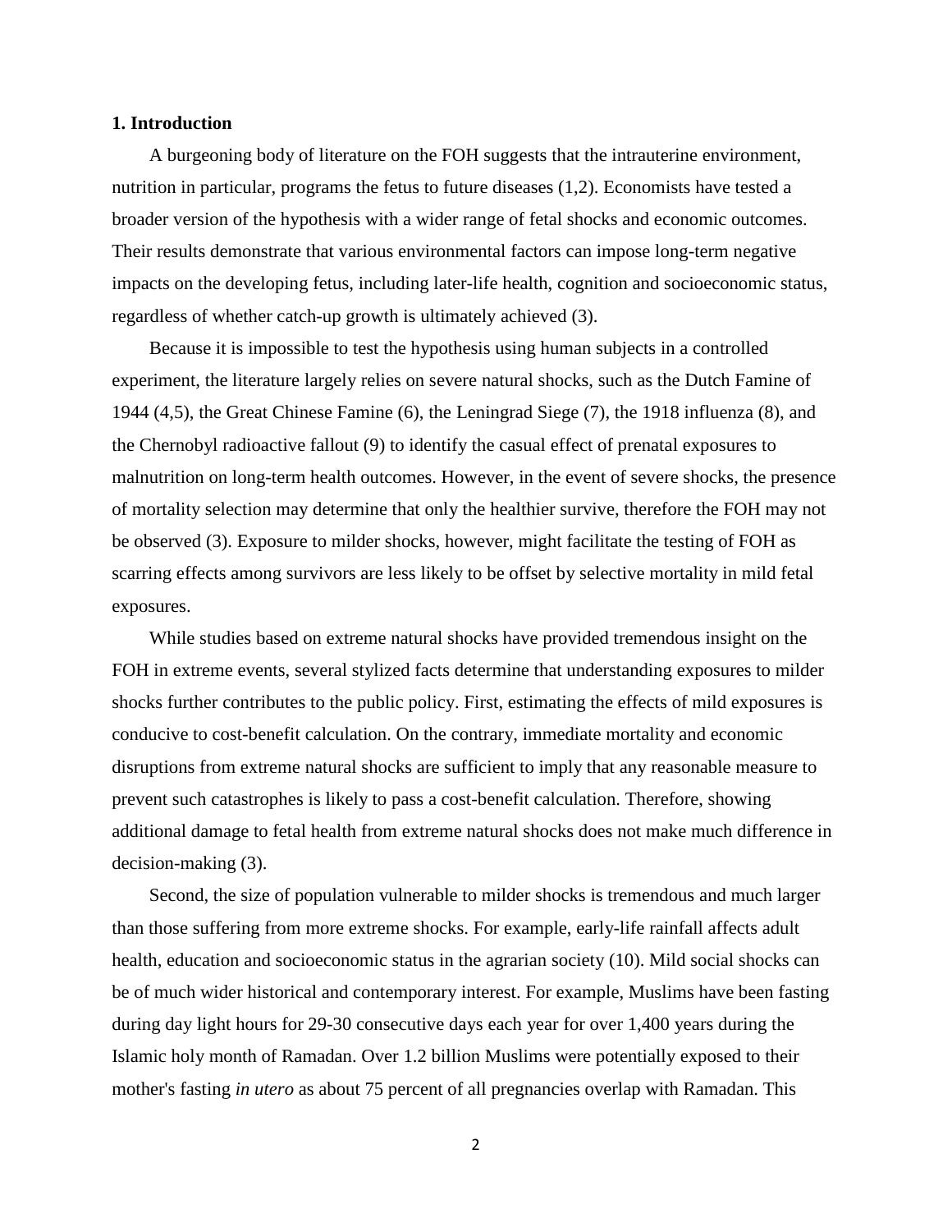## 1. Introduction

A burgeoning body of literature on the FOH suggests that the intrauterine environment, nutrition in particular, programs the fetus to future diseases (1,2). Economists have tested a broader version of the hypothesis with a wider range of fetal shocks and economic outcomes. Their results demonstrate that various environmental factors can impose long-term negative impacts on the developing fetus, including later-life health, cognition and socioeconomic status, regardless of whether catch-up growth is ultimately achieved (3).

Because it is impossible to test the hypothesis using human subjects in a controlled experiment, the literature largely relies on severe natural shocks, such as the Dutch Famine of 1944 (4,5), the Great Chinese Famine (6), the Leningrad Siege (7), the 1918 influenza (8), and the Chernobyl radioactive fallout (9) to identify the casual effect of prenatal exposures to malnutrition on long-term health outcomes. However, in the event of severe shocks, the presence of mortality selection may determine that only the healthier survive, therefore the FOH may not be observed (3). Exposure to milder shocks, however, might facilitate the testing of FOH as scarring effects among survivors are less likely to be offset by selective mortality in mild fetal exposures.

While studies based on extreme natural shocks have provided tremendous insight on the FOH in extreme events, several stylized facts determine that understanding exposures to milder shocks further contributes to the public policy. First, estimating the effects of mild exposures is conducive to cost-benefit calculation. On the contrary, immediate mortality and economic disruptions from extreme natural shocks are sufficient to imply that any reasonable measure to prevent such catastrophes is likely to pass a cost-benefit calculation. Therefore, showing additional damage to fetal health from extreme natural shocks does not make much difference in decision-making (3).

Second, the size of population vulnerable to milder shocks is tremendous and much larger than those suffering from more extreme shocks. For example, early-life rainfall affects adult health, education and socioeconomic status in the agrarian society (10). Mild social shocks can be of much wider historical and contemporary interest. For example, Muslims have been fasting during day light hours for 29-30 consecutive days each year for over 1,400 years during the Islamic holy month of Ramadan. Over 1.2 billion Muslims were potentially exposed to their mother's fasting *in utero* as about 75 percent of all pregnancies overlap with Ramadan. This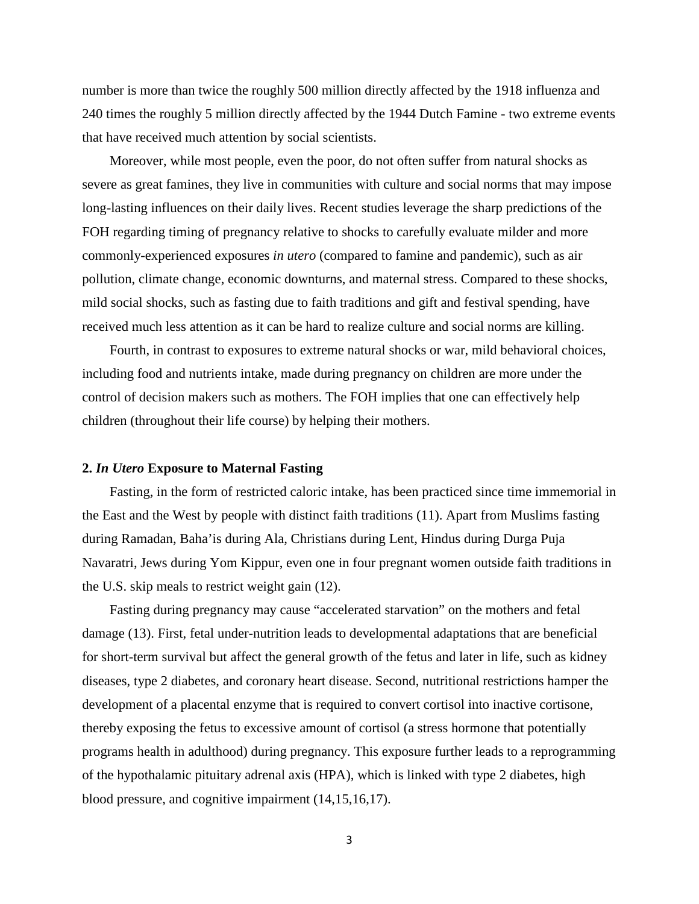number is more than twice the roughly 500 million directly affected by the 1918 influenza and 240 times the roughly 5 million directly affected by the 1944 Dutch Famine - two extreme events that have received much attention by social scientists.

Moreover, while most people, even the poor, do not often suffer from natural shocks as severe as great famines, they live in communities with culture and social norms that may impose long-lasting influences on their daily lives. Recent studies leverage the sharp predictions of the FOH regarding timing of pregnancy relative to shocks to carefully evaluate milder and more commonly-experienced exposures *in utero* (compared to famine and pandemic), such as air pollution, climate change, economic downturns, and maternal stress. Compared to these shocks, mild social shocks, such as fasting due to faith traditions and gift and festival spending, have received much less attention as it can be hard to realize culture and social norms are killing.

Fourth, in contrast to exposures to extreme natural shocks or war, mild behavioral choices, including food and nutrients intake, made during pregnancy on children are more under the control of decision makers such as mothers. The FOH implies that one can effectively help children (throughout their life course) by helping their mothers.

## 2. *In Utero* Exposure to Maternal Fasting

Fasting, in the form of restricted caloric intake, has been practiced since time immemorial in the East and the West by people with distinct faith traditions (11). Apart from Muslims fasting during Ramadan, Baha'is during Ala, Christians during Lent, Hindus during Durga Puja Navaratri, Jews during Yom Kippur, even one in four pregnant women outside faith traditions in the U.S. skip meals to restrict weight gain (12).

Fasting during pregnancy may cause "accelerated starvation" on the mothers and fetal damage (13). First, fetal under-nutrition leads to developmental adaptations that are beneficial for short-term survival but affect the general growth of the fetus and later in life, such as kidney diseases, type 2 diabetes, and coronary heart disease. Second, nutritional restrictions hamper the development of a placental enzyme that is required to convert cortisol into inactive cortisone, thereby exposing the fetus to excessive amount of cortisol (a stress hormone that potentially programs health in adulthood) during pregnancy. This exposure further leads to a reprogramming of the hypothalamic pituitary adrenal axis (HPA), which is linked with type 2 diabetes, high blood pressure, and cognitive impairment (14,15,16,17).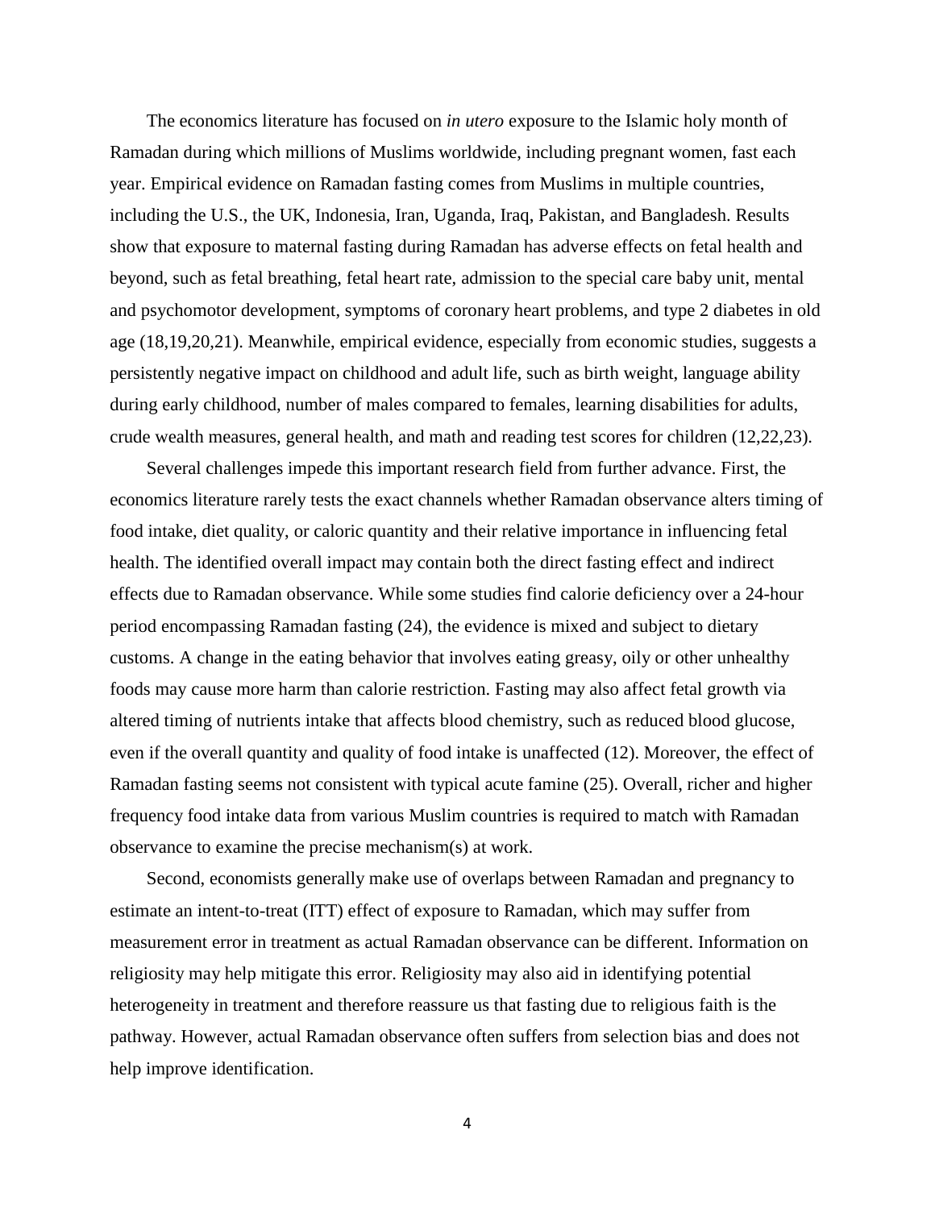The economics literature has focused on *in utero* exposure to the Islamic holy month of Ramadan during which millions of Muslims worldwide, including pregnant women, fast each year. Empirical evidence on Ramadan fasting comes from Muslims in multiple countries, including the U.S., the UK, Indonesia, Iran, Uganda, Iraq, Pakistan, and Bangladesh. Results show that exposure to maternal fasting during Ramadan has adverse effects on fetal health and beyond, such as fetal breathing, fetal heart rate, admission to the special care baby unit, mental and psychomotor development, symptoms of coronary heart problems, and type 2 diabetes in old age (18,19,20,21). Meanwhile, empirical evidence, especially from economic studies, suggests a persistently negative impact on childhood and adult life, such as birth weight, language ability during early childhood, number of males compared to females, learning disabilities for adults, crude wealth measures, general health, and math and reading test scores for children (12,22,23).

Several challenges impede this important research field from further advance. First, the economics literature rarely tests the exact channels whether Ramadan observance alters timing of food intake, diet quality, or caloric quantity and their relative importance in influencing fetal health. The identified overall impact may contain both the direct fasting effect and indirect effects due to Ramadan observance. While some studies find calorie deficiency over a 24-hour period encompassing Ramadan fasting (24), the evidence is mixed and subject to dietary customs. A change in the eating behavior that involves eating greasy, oily or other unhealthy foods may cause more harm than calorie restriction. Fasting may also affect fetal growth via altered timing of nutrients intake that affects blood chemistry, such as reduced blood glucose, even if the overall quantity and quality of food intake is unaffected (12). Moreover, the effect of Ramadan fasting seems not consistent with typical acute famine (25). Overall, richer and higher frequency food intake data from various Muslim countries is required to match with Ramadan observance to examine the precise mechanism(s) at work.

Second, economists generally make use of overlaps between Ramadan and pregnancy to estimate an intent-to-treat (ITT) effect of exposure to Ramadan, which may suffer from measurement error in treatment as actual Ramadan observance can be different. Information on religiosity may help mitigate this error. Religiosity may also aid in identifying potential heterogeneity in treatment and therefore reassure us that fasting due to religious faith is the pathway. However, actual Ramadan observance often suffers from selection bias and does not help improve identification.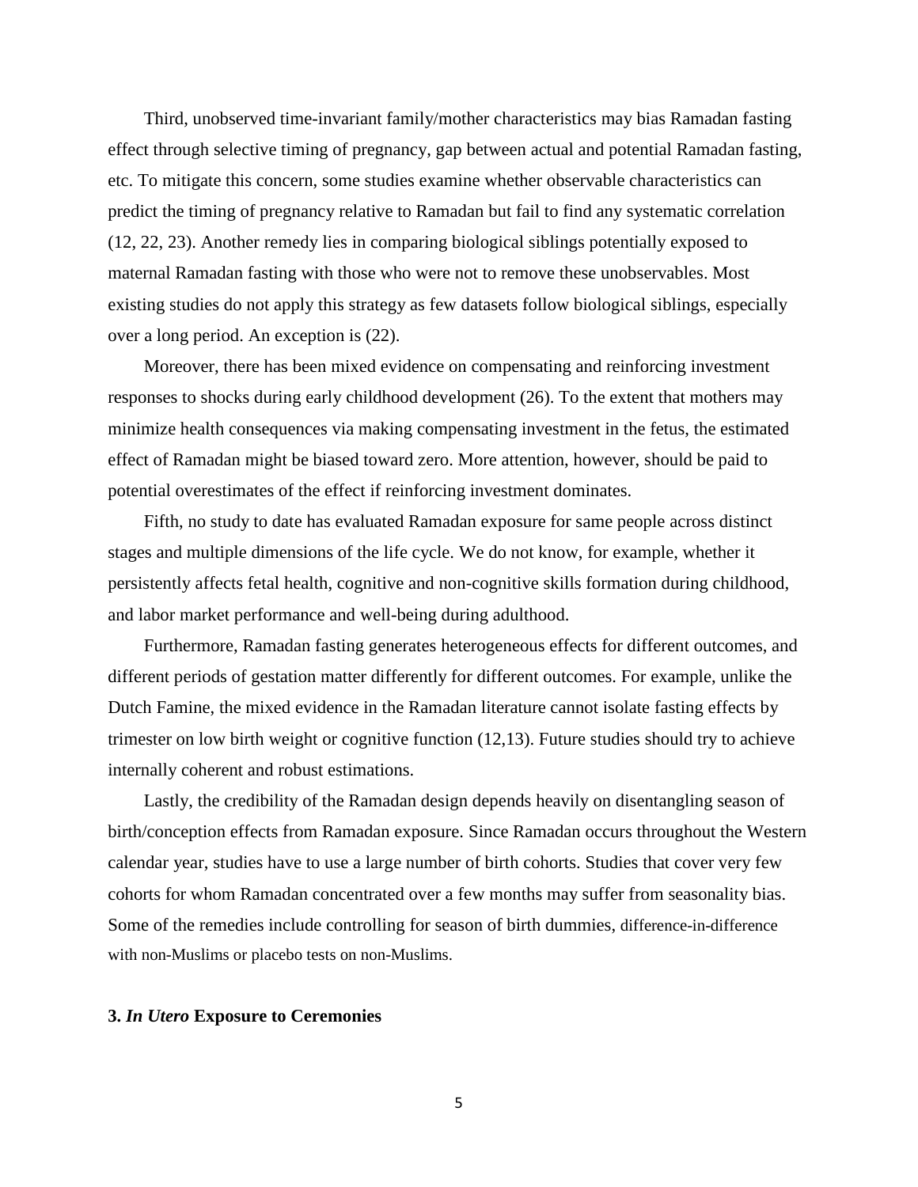Third, unobserved time-invariant family/mother characteristics may bias Ramadan fasting effect through selective timing of pregnancy, gap between actual and potential Ramadan fasting, etc. To mitigate this concern, some studies examine whether observable characteristics can predict the timing of pregnancy relative to Ramadan but fail to find any systematic correlation (12, 22, 23). Another remedy lies in comparing biological siblings potentially exposed to maternal Ramadan fasting with those who were not to remove these unobservables. Most existing studies do not apply this strategy as few datasets follow biological siblings, especially over a long period. An exception is (22).

Moreover, there has been mixed evidence on compensating and reinforcing investment responses to shocks during early childhood development (26). To the extent that mothers may minimize health consequences via making compensating investment in the fetus, the estimated effect of Ramadan might be biased toward zero. More attention, however, should be paid to potential overestimates of the effect if reinforcing investment dominates.

Fifth, no study to date has evaluated Ramadan exposure for same people across distinct stages and multiple dimensions of the life cycle. We do not know, for example, whether it persistently affects fetal health, cognitive and non-cognitive skills formation during childhood, and labor market performance and well-being during adulthood.

Furthermore, Ramadan fasting generates heterogeneous effects for different outcomes, and different periods of gestation matter differently for different outcomes. For example, unlike the Dutch Famine, the mixed evidence in the Ramadan literature cannot isolate fasting effects by trimester on low birth weight or cognitive function (12,13). Future studies should try to achieve internally coherent and robust estimations.

Lastly, the credibility of the Ramadan design depends heavily on disentangling season of birth/conception effects from Ramadan exposure. Since Ramadan occurs throughout the Western calendar year, studies have to use a large number of birth cohorts. Studies that cover very few cohorts for whom Ramadan concentrated over a few months may suffer from seasonality bias. Some of the remedies include controlling for season of birth dummies, difference-in-difference with non-Muslims or placebo tests on non-Muslims.

## 3. *In Utero* Exposure to Ceremonies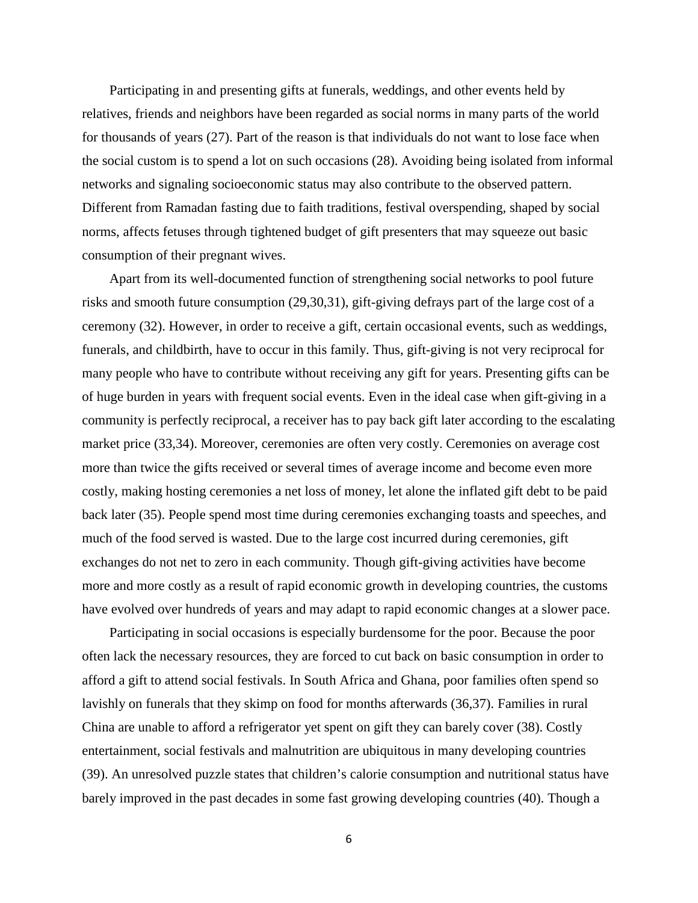Participating in and presenting gifts at funerals, weddings, and other events held by relatives, friends and neighbors have been regarded as social norms in many parts of the world for thousands of years (27). Part of the reason is that individuals do not want to lose face when the social custom is to spend a lot on such occasions (28). Avoiding being isolated from informal networks and signaling socioeconomic status may also contribute to the observed pattern. Different from Ramadan fasting due to faith traditions, festival overspending, shaped by social norms, affects fetuses through tightened budget of gift presenters that may squeeze out basic consumption of their pregnant wives.

Apart from its well-documented function of strengthening social networks to pool future risks and smooth future consumption (29,30,31), gift-giving defrays part of the large cost of a ceremony (32). However, in order to receive a gift, certain occasional events, such as weddings, funerals, and childbirth, have to occur in this family. Thus, gift-giving is not very reciprocal for many people who have to contribute without receiving any gift for years. Presenting gifts can be of huge burden in years with frequent social events. Even in the ideal case when gift-giving in a community is perfectly reciprocal, a receiver has to pay back gift later according to the escalating market price (33,34). Moreover, ceremonies are often very costly. Ceremonies on average cost more than twice the gifts received or several times of average income and become even more costly, making hosting ceremonies a net loss of money, let alone the inflated gift debt to be paid back later (35). People spend most time during ceremonies exchanging toasts and speeches, and much of the food served is wasted. Due to the large cost incurred during ceremonies, gift exchanges do not net to zero in each community. Though gift-giving activities have become more and more costly as a result of rapid economic growth in developing countries, the customs have evolved over hundreds of years and may adapt to rapid economic changes at a slower pace.

Participating in social occasions is especially burdensome for the poor. Because the poor often lack the necessary resources, they are forced to cut back on basic consumption in order to afford a gift to attend social festivals. In South Africa and Ghana, poor families often spend so lavishly on funerals that they skimp on food for months afterwards (36,37). Families in rural China are unable to afford a refrigerator yet spent on gift they can barely cover (38). Costly entertainment, social festivals and malnutrition are ubiquitous in many developing countries (39). An unresolved puzzle states that children's calorie consumption and nutritional status have barely improved in the past decades in some fast growing developing countries (40). Though a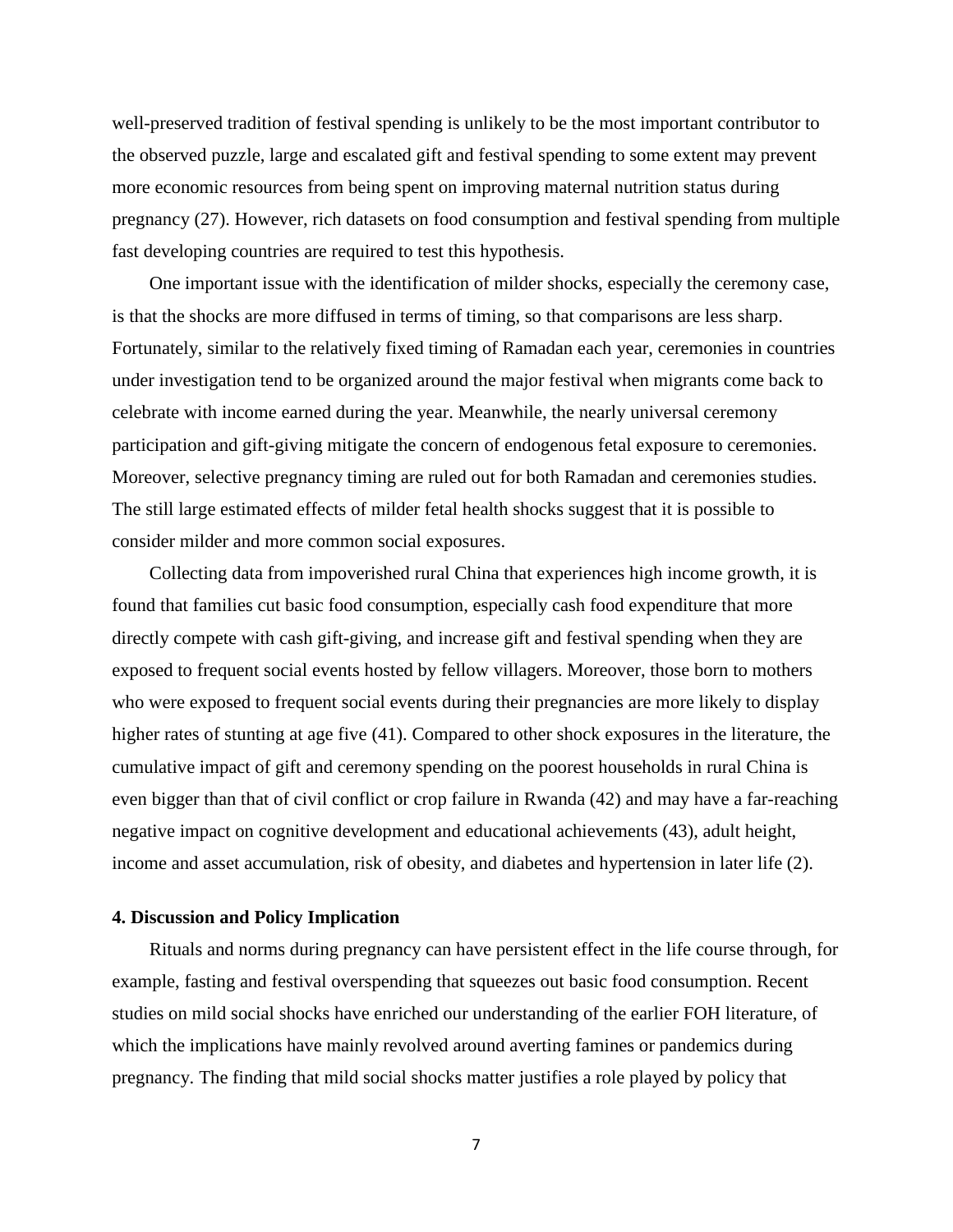well-preserved tradition of festival spending is unlikely to be the most important contributor to the observed puzzle, large and escalated gift and festival spending to some extent may prevent more economic resources from being spent on improving maternal nutrition status during pregnancy (27). However, rich datasets on food consumption and festival spending from multiple fast developing countries are required to test this hypothesis.

One important issue with the identification of milder shocks, especially the ceremony case, is that the shocks are more diffused in terms of timing, so that comparisons are less sharp. Fortunately, similar to the relatively fixed timing of Ramadan each year, ceremonies in countries under investigation tend to be organized around the major festival when migrants come back to celebrate with income earned during the year. Meanwhile, the nearly universal ceremony participation and gift-giving mitigate the concern of endogenous fetal exposure to ceremonies. Moreover, selective pregnancy timing are ruled out for both Ramadan and ceremonies studies. The still large estimated effects of milder fetal health shocks suggest that it is possible to consider milder and more common social exposures.

Collecting data from impoverished rural China that experiences high income growth, it is found that families cut basic food consumption, especially cash food expenditure that more directly compete with cash gift-giving, and increase gift and festival spending when they are exposed to frequent social events hosted by fellow villagers. Moreover, those born to mothers who were exposed to frequent social events during their pregnancies are more likely to display higher rates of stunting at age five (41). Compared to other shock exposures in the literature, the cumulative impact of gift and ceremony spending on the poorest households in rural China is even bigger than that of civil conflict or crop failure in Rwanda (42) and may have a far-reaching negative impact on cognitive development and educational achievements (43), adult height, income and asset accumulation, risk of obesity, and diabetes and hypertension in later life (2).

## 4. Discussion and Policy Implication

Rituals and norms during pregnancy can have persistent effect in the life course through, for example, fasting and festival overspending that squeezes out basic food consumption. Recent studies on mild social shocks have enriched our understanding of the earlier FOH literature, of which the implications have mainly revolved around averting famines or pandemics during pregnancy. The finding that mild social shocks matter justifies a role played by policy that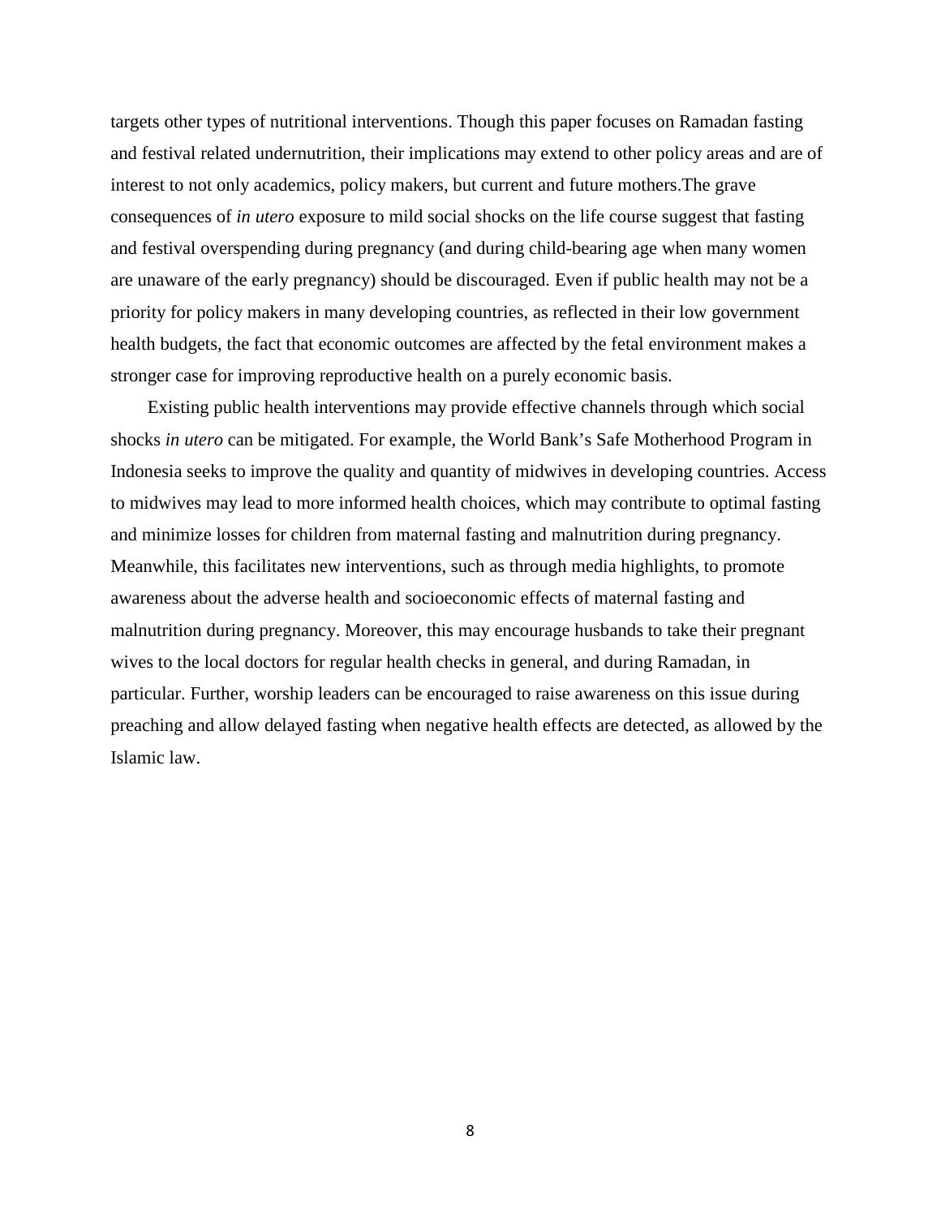targets other types of nutritional interventions. Though this paper focuses on Ramadan fasting and festival related undernutrition, their implications may extend to other policy areas and are of interest to not only academics, policy makers, but current and future mothers.The grave consequences of *in utero* exposure to mild social shocks on the life course suggest that fasting and festival overspending during pregnancy (and during child-bearing age when many women are unaware of the early pregnancy) should be discouraged. Even if public health may not be a priority for policy makers in many developing countries, as reflected in their low government health budgets, the fact that economic outcomes are affected by the fetal environment makes a stronger case for improving reproductive health on a purely economic basis.

Existing public health interventions may provide effective channels through which social shocks *in utero* can be mitigated. For example, the World Bank's Safe Motherhood Program in Indonesia seeks to improve the quality and quantity of midwives in developing countries. Access to midwives may lead to more informed health choices, which may contribute to optimal fasting and minimize losses for children from maternal fasting and malnutrition during pregnancy. Meanwhile, this facilitates new interventions, such as through media highlights, to promote awareness about the adverse health and socioeconomic effects of maternal fasting and malnutrition during pregnancy. Moreover, this may encourage husbands to take their pregnant wives to the local doctors for regular health checks in general, and during Ramadan, in particular. Further, worship leaders can be encouraged to raise awareness on this issue during preaching and allow delayed fasting when negative health effects are detected, as allowed by the Islamic law.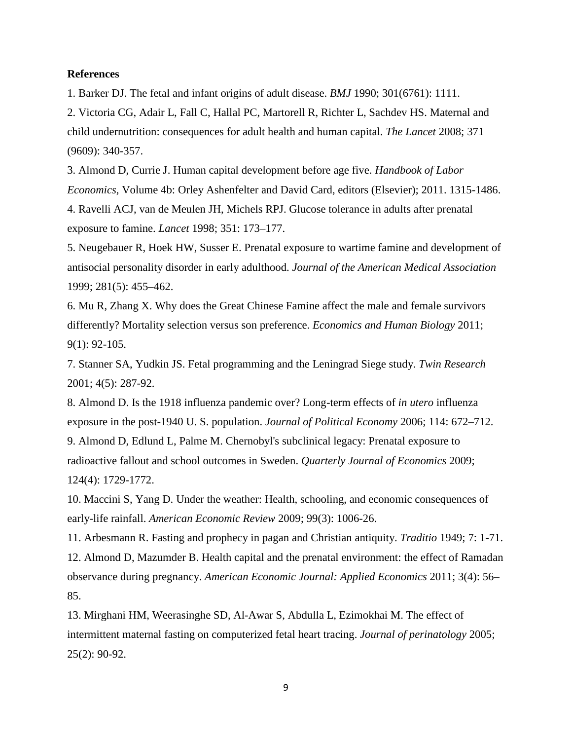**References**

1. Barker DJ. The fetal and infant origins of adult disease. *BMJ* 1990; 301(6761): 1111.

2. Victoria CG, Adair L, Fall C, Hallal PC, Martorell R, Richter L, Sachdev HS. Maternal and child undernutrition: consequences for adult health and human capital. *The Lancet* 2008; 371 (9609): 340-357.

3. Almond D, Currie J. Human capital development before age five. *Handbook of Labor Economics*, Volume 4b: Orley Ashenfelter and David Card, editors (Elsevier); 2011. 1315-1486.

4. Ravelli ACJ, van de Meulen JH, Michels RPJ. Glucose tolerance in adults after prenatal exposure to famine. *Lancet* 1998; 351: 173–177.

5. Neugebauer R, Hoek HW, Susser E. Prenatal exposure to wartime famine and development of antisocial personality disorder in early adulthood. *Journal of the American Medical Association* 1999; 281(5): 455–462.

6. Mu R, Zhang X. Why does the Great Chinese Famine affect the male and female survivors differently? Mortality selection versus son preference. *Economics and Human Biology* 2011; 9(1): 92-105.

7. Stanner SA, Yudkin JS. Fetal programming and the Leningrad Siege study. *Twin Research* 2001; 4(5): 287-92.

8. Almond D. Is the 1918 influenza pandemic over? Long-term effects of *in utero* influenza exposure in the post-1940 U. S. population. *Journal of Political Economy* 2006; 114: 672–712.

9. Almond D, Edlund L, Palme M. Chernobyl's subclinical legacy: Prenatal exposure to radioactive fallout and school outcomes in Sweden. *Quarterly Journal of Economics* 2009; 124(4): 1729-1772.

10. Maccini S, Yang D. Under the weather: Health, schooling, and economic consequences of early-life rainfall. *American Economic Review* 2009; 99(3): 1006-26.

11. Arbesmann R. Fasting and prophecy in pagan and Christian antiquity. *Traditio* 1949; 7: 1-71.

12. Almond D, Mazumder B. Health capital and the prenatal environment: the effect of Ramadan observance during pregnancy. *American Economic Journal: Applied Economics* 2011; 3(4): 56–85.

13. Mirghani HM, Weerasinghe SD, Al-Awar S, Abdulla L, Ezimokhai M. The effect of intermittent maternal fasting on computerized fetal heart tracing. *Journal of perinatology* 2005; 25(2): 90-92.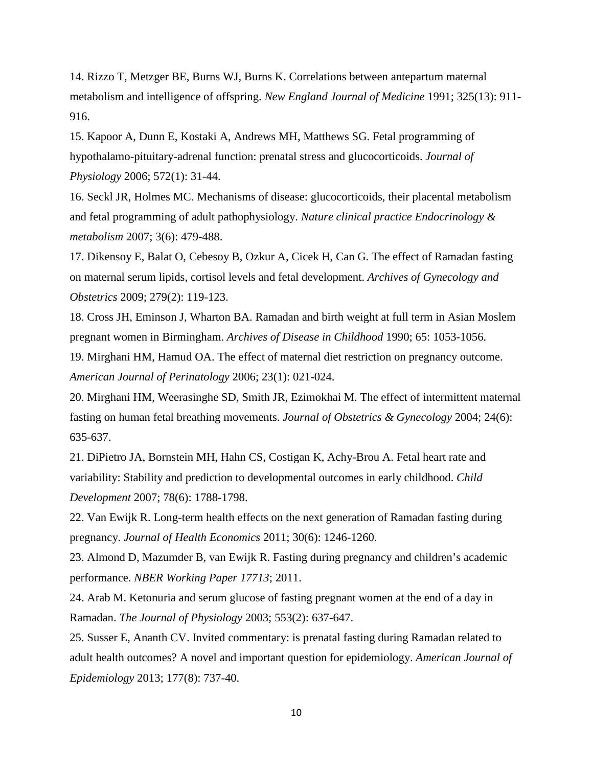14. Rizzo T, Metzger BE, Burns WJ, Burns K. Correlations between antepartum maternal metabolism and intelligence of offspring. *New England Journal of Medicine* 1991; 325(13): 911-916.

15. Kapoor A, Dunn E, Kostaki A, Andrews MH, Matthews SG. Fetal programming of hypothalamo-pituitary-adrenal function: prenatal stress and glucocorticoids. *Journal of Physiology* 2006; 572(1): 31-44.

16. Seckl JR, Holmes MC. Mechanisms of disease: glucocorticoids, their placental metabolism and fetal programming of adult pathophysiology. *Nature clinical practice Endocrinology & metabolism* 2007; 3(6): 479-488.

17. Dikensoy E, Balat O, Cebesoy B, Ozkur A, Cicek H, Can G. The effect of Ramadan fasting on maternal serum lipids, cortisol levels and fetal development. *Archives of Gynecology and Obstetrics* 2009; 279(2): 119-123.

18. Cross JH, Eminson J, Wharton BA. Ramadan and birth weight at full term in Asian Moslem pregnant women in Birmingham. *Archives of Disease in Childhood* 1990; 65: 1053-1056.

19. Mirghani HM, Hamud OA. The effect of maternal diet restriction on pregnancy outcome. *American Journal of Perinatology* 2006; 23(1): 021-024.

20. Mirghani HM, Weerasinghe SD, Smith JR, Ezimokhai M. The effect of intermittent maternal fasting on human fetal breathing movements. *Journal of Obstetrics & Gynecology* 2004; 24(6): 635-637.

21. DiPietro JA, Bornstein MH, Hahn CS, Costigan K, Achy-Brou A. Fetal heart rate and variability: Stability and prediction to developmental outcomes in early childhood. *Child Development* 2007; 78(6): 1788-1798.

22. Van Ewijk R. Long-term health effects on the next generation of Ramadan fasting during pregnancy. *Journal of Health Economics* 2011; 30(6): 1246-1260.

23. Almond D, Mazumder B, van Ewijk R. Fasting during pregnancy and children's academic performance. *NBER Working Paper 17713*; 2011.

24. Arab M. Ketonuria and serum glucose of fasting pregnant women at the end of a day in Ramadan. *The Journal of Physiology* 2003; 553(2): 637-647.

25. Susser E, Ananth CV. Invited commentary: is prenatal fasting during Ramadan related to adult health outcomes? A novel and important question for epidemiology. *American Journal of Epidemiology* 2013; 177(8): 737-40.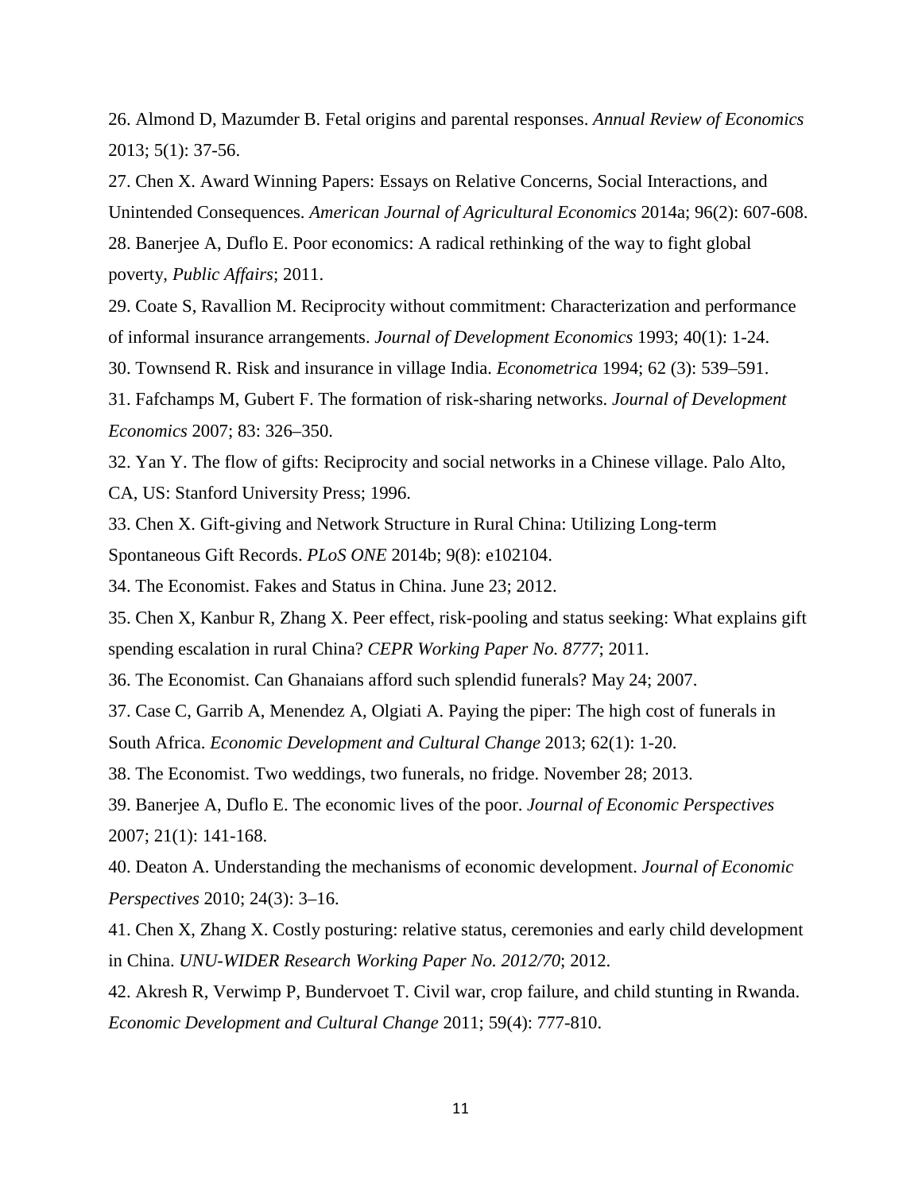26. Almond D, Mazumder B. Fetal origins and parental responses. *Annual Review of Economics* 2013; 5(1): 37-56.

27. Chen X. Award Winning Papers: Essays on Relative Concerns, Social Interactions, and Unintended Consequences. *American Journal of Agricultural Economics* 2014a; 96(2): 607-608.

28. Banerjee A, Duflo E. Poor economics: A radical rethinking of the way to fight global poverty, *Public Affairs*; 2011.

29. Coate S, Ravallion M. Reciprocity without commitment: Characterization and performance of informal insurance arrangements. *Journal of Development Economics* 1993; 40(1): 1-24.

30. Townsend R. Risk and insurance in village India. *Econometrica* 1994; 62 (3): 539–591.

31. Fafchamps M, Gubert F. The formation of risk-sharing networks. *Journal of Development Economics* 2007; 83: 326–350.

32. Yan Y. The flow of gifts: Reciprocity and social networks in a Chinese village. Palo Alto, CA, US: Stanford University Press; 1996.

33. Chen X. Gift-giving and Network Structure in Rural China: Utilizing Long-term Spontaneous Gift Records. *PLoS ONE* 2014b; 9(8): e102104.

34. The Economist. Fakes and Status in China. June 23; 2012.

35. Chen X, Kanbur R, Zhang X. Peer effect, risk-pooling and status seeking: What explains gift spending escalation in rural China? *CEPR Working Paper No. 8777*; 2011.

36. The Economist. Can Ghanaians afford such splendid funerals? May 24; 2007.

37. Case C, Garrib A, Menendez A, Olgiati A. Paying the piper: The high cost of funerals in South Africa. *Economic Development and Cultural Change* 2013; 62(1): 1-20.

38. The Economist. Two weddings, two funerals, no fridge. November 28; 2013.

39. Banerjee A, Duflo E. The economic lives of the poor. *Journal of Economic Perspectives* 2007; 21(1): 141-168.

40. Deaton A. Understanding the mechanisms of economic development. *Journal of Economic Perspectives* 2010; 24(3): 3–16.

41. Chen X, Zhang X. Costly posturing: relative status, ceremonies and early child development in China. *UNU-WIDER Research Working Paper No. 2012/70*; 2012.

42. Akresh R, Verwimp P, Bundervoet T. Civil war, crop failure, and child stunting in Rwanda. *Economic Development and Cultural Change* 2011; 59(4): 777-810.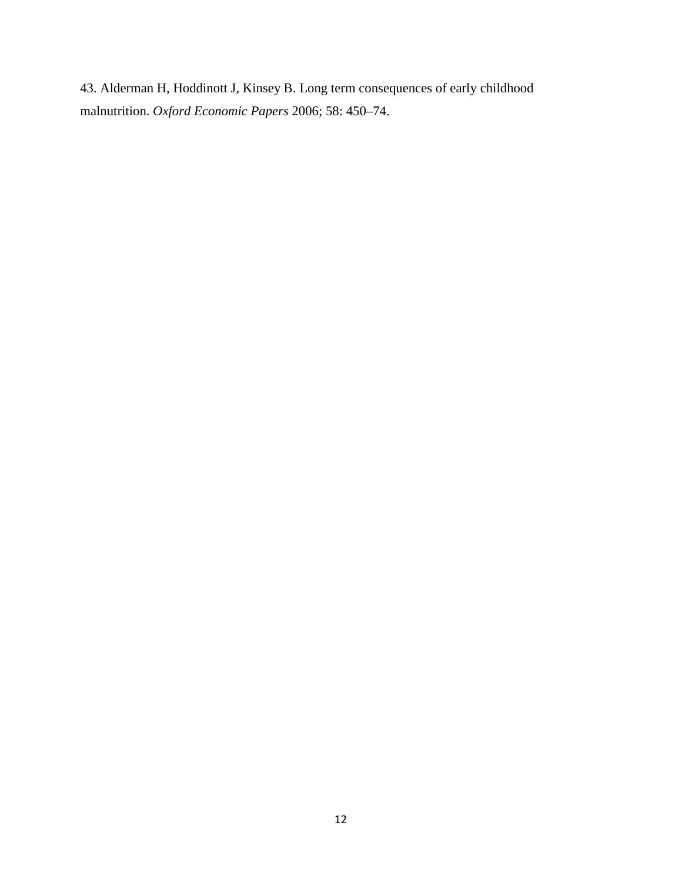43. Alderman H, Hoddinott J, Kinsey B. Long term consequences of early childhood malnutrition. *Oxford Economic Papers* 2006; 58: 450–74.